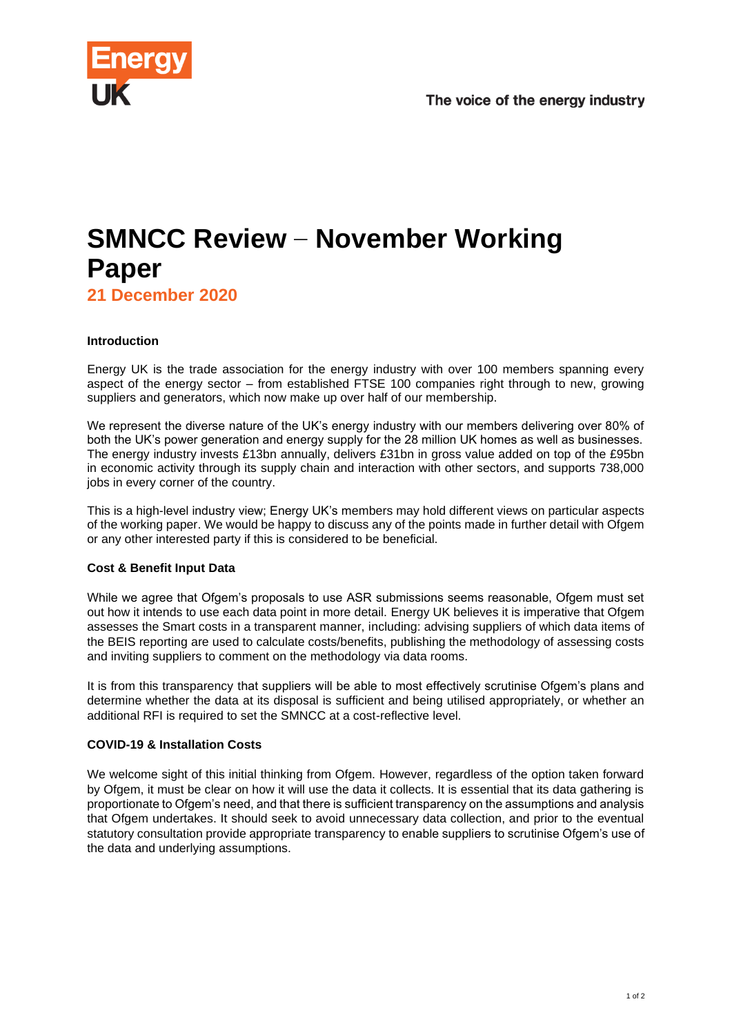# SMNCC Review – November Working Paper

**21 December 2020**

**Introduction**

Energy UK is the trade association for the energy industry with over 100 members spanning every aspect of the energy sector – from established FTSE 100 companies right through to new, growing suppliers and generators, which now make up over half of our membership.

We represent the diverse nature of the UK's energy industry with our members delivering over 80% of both the UK's power generation and energy supply for the 28 million UK homes as well as businesses. The energy industry invests £13bn annually, delivers £31bn in gross value added on top of the £95bn in economic activity through its supply chain and interaction with other sectors, and supports 738,000 jobs in every corner of the country.

This is a high-level industry view; Energy UK's members may hold different views on particular aspects of the working paper. We would be happy to discuss any of the points made in further detail with Ofgem or any other interested party if this is considered to be beneficial.

**Cost & Benefit Input Data**

While we agree that Ofgem's proposals to use ASR submissions seems reasonable, Ofgem must set out how it intends to use each data point in more detail. Energy UK believes it is imperative that Ofgem assesses the Smart costs in a transparent manner, including: advising suppliers of which data items of the BEIS reporting are used to calculate costs/benefits, publishing the methodology of assessing costs and inviting suppliers to comment on the methodology via data rooms.

It is from this transparency that suppliers will be able to most effectively scrutinise Ofgem's plans and determine whether the data at its disposal is sufficient and being utilised appropriately, or whether an additional RFI is required to set the SMNCC at a cost-reflective level.

**COVID-19 & Installation Costs**

We welcome sight of this initial thinking from Ofgem. However, regardless of the option taken forward by Ofgem, it must be clear on how it will use the data it collects. It is essential that its data gathering is proportionate to Ofgem's need, and that there is sufficient transparency on the assumptions and analysis that Ofgem undertakes. It should seek to avoid unnecessary data collection, and prior to the eventual statutory consultation provide appropriate transparency to enable suppliers to scrutinise Ofgem's use of the data and underlying assumptions.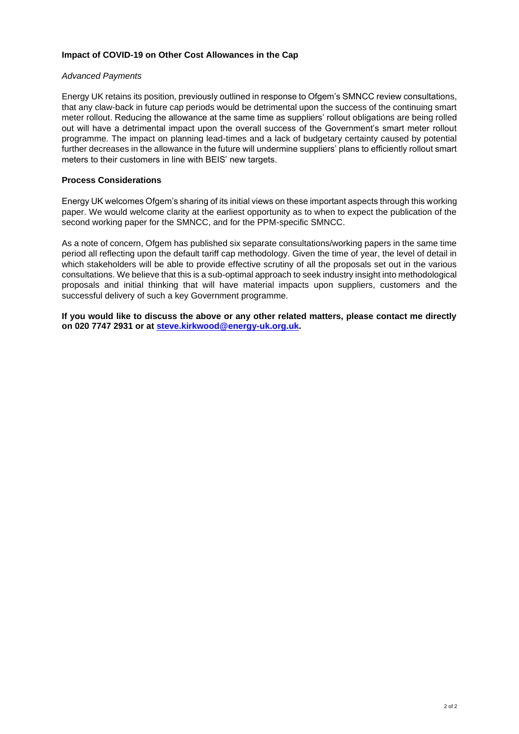**Impact of COVID-19 on Other Cost Allowances in the Cap**

*Advanced Payments*

Energy UK retains its position, previously outlined in response to Ofgem's SMNCC review consultations, that any claw-back in future cap periods would be detrimental upon the success of the continuing smart meter rollout. Reducing the allowance at the same time as suppliers' rollout obligations are being rolled out will have a detrimental impact upon the overall success of the Government's smart meter rollout programme. The impact on planning lead-times and a lack of budgetary certainty caused by potential further decreases in the allowance in the future will undermine suppliers' plans to efficiently rollout smart meters to their customers in line with BEIS' new targets.

**Process Considerations**

Energy UK welcomes Ofgem's sharing of its initial views on these important aspects through this working paper. We would welcome clarity at the earliest opportunity as to when to expect the publication of the second working paper for the SMNCC, and for the PPM-specific SMNCC.

As a note of concern, Ofgem has published six separate consultations/working papers in the same time period all reflecting upon the default tariff cap methodology. Given the time of year, the level of detail in which stakeholders will be able to provide effective scrutiny of all the proposals set out in the various consultations. We believe that this is a sub-optimal approach to seek industry insight into methodological proposals and initial thinking that will have material impacts upon suppliers, customers and the successful delivery of such a key Government programme.

**If you would like to discuss the above or any other related matters, please contact me directly on 020 7747 2931 or at steve.kirkwood@energy-uk.org.uk.**